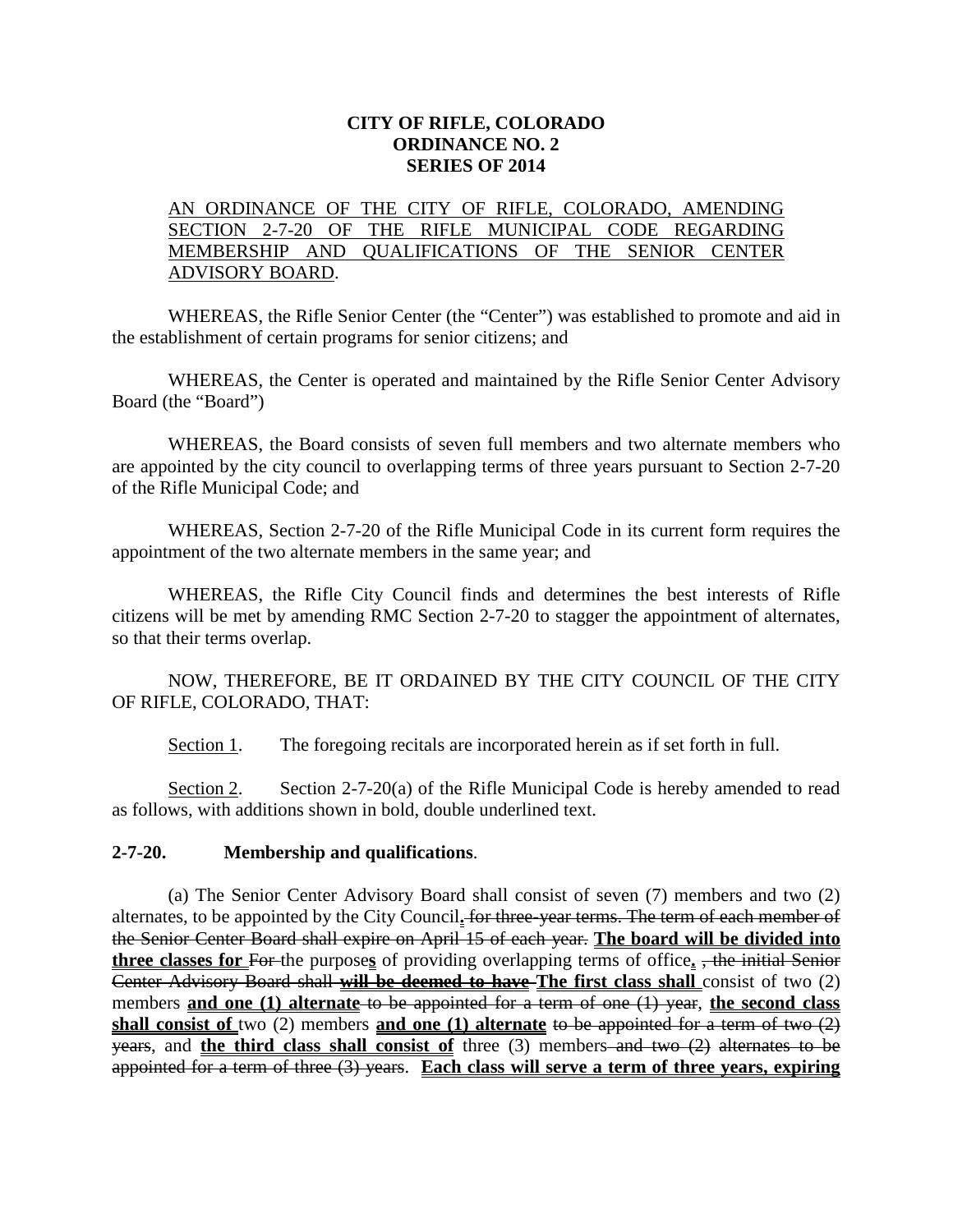**CITY OF RIFLE, COLORADO**
**ORDINANCE NO. 2**
**SERIES OF 2014**

AN ORDINANCE OF THE CITY OF RIFLE, COLORADO, AMENDING SECTION 2-7-20 OF THE RIFLE MUNICIPAL CODE REGARDING MEMBERSHIP AND QUALIFICATIONS OF THE SENIOR CENTER ADVISORY BOARD.

WHEREAS, the Rifle Senior Center (the "Center") was established to promote and aid in the establishment of certain programs for senior citizens; and

WHEREAS, the Center is operated and maintained by the Rifle Senior Center Advisory Board (the "Board")

WHEREAS, the Board consists of seven full members and two alternate members who are appointed by the city council to overlapping terms of three years pursuant to Section 2-7-20 of the Rifle Municipal Code; and

WHEREAS, Section 2-7-20 of the Rifle Municipal Code in its current form requires the appointment of the two alternate members in the same year; and

WHEREAS, the Rifle City Council finds and determines the best interests of Rifle citizens will be met by amending RMC Section 2-7-20 to stagger the appointment of alternates, so that their terms overlap.

NOW, THEREFORE, BE IT ORDAINED BY THE CITY COUNCIL OF THE CITY OF RIFLE, COLORADO, THAT:

Section 1. The foregoing recitals are incorporated herein as if set forth in full.

Section 2. Section 2-7-20(a) of the Rifle Municipal Code is hereby amended to read as follows, with additions shown in bold, double underlined text.

**2-7-20. Membership and qualifications**.

(a) The Senior Center Advisory Board shall consist of seven (7) members and two (2) alternates, to be appointed by the City Council**.** ~~for three-year terms. The term of each member of the Senior Center Board shall expire on April 15 of each year.~~ **The board will be divided into three classes for** ~~For~~ the purpose**s** of providing overlapping terms of office**.** ~~, the initial Senior Center Advisory Board shall~~ ~~**will be deemed to have**~~ **The first class shall** consist of two (2) members **and one (1) alternate** ~~to be appointed for a term of one (1) year~~, **the second class shall consist of** two (2) members **and one (1) alternate** ~~to be appointed for a term of two (2) years~~, and **the third class shall consist of** three (3) members ~~and two (2) alternates to be appointed for a term of three (3) years~~. **Each class will serve a term of three years, expiring**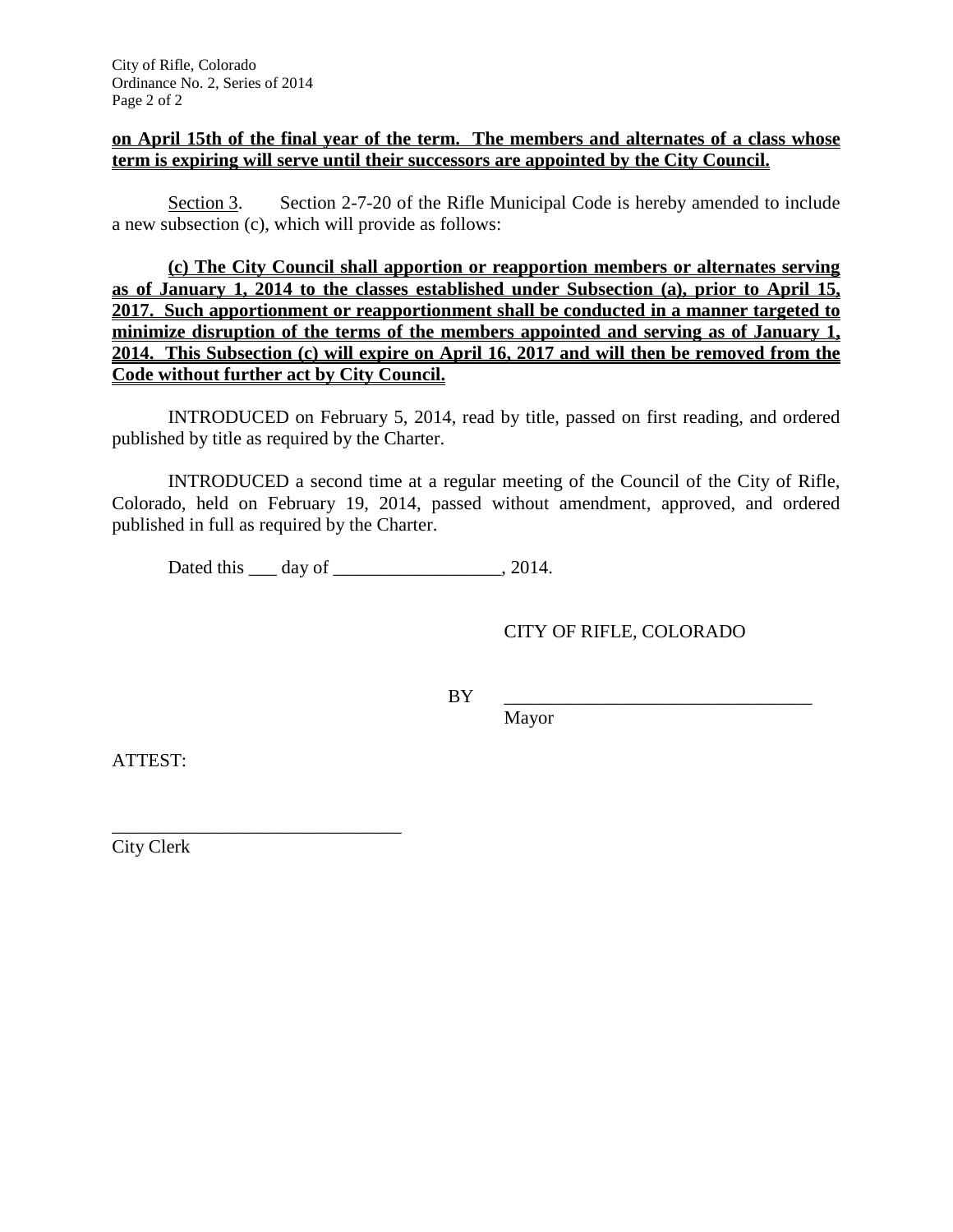**on April 15th of the final year of the term. The members and alternates of a class whose term is expiring will serve until their successors are appointed by the City Council.**

Section 3. Section 2-7-20 of the Rifle Municipal Code is hereby amended to include a new subsection (c), which will provide as follows:

**(c) The City Council shall apportion or reapportion members or alternates serving as of January 1, 2014 to the classes established under Subsection (a), prior to April 15, 2017. Such apportionment or reapportionment shall be conducted in a manner targeted to minimize disruption of the terms of the members appointed and serving as of January 1, 2014. This Subsection (c) will expire on April 16, 2017 and will then be removed from the Code without further act by City Council.**

INTRODUCED on February 5, 2014, read by title, passed on first reading, and ordered published by title as required by the Charter.

INTRODUCED a second time at a regular meeting of the Council of the City of Rifle, Colorado, held on February 19, 2014, passed without amendment, approved, and ordered published in full as required by the Charter.

Dated this ___ day of __________________, 2014.

CITY OF RIFLE, COLORADO

BY __________________________________
Mayor

ATTEST:

________________________________
City Clerk